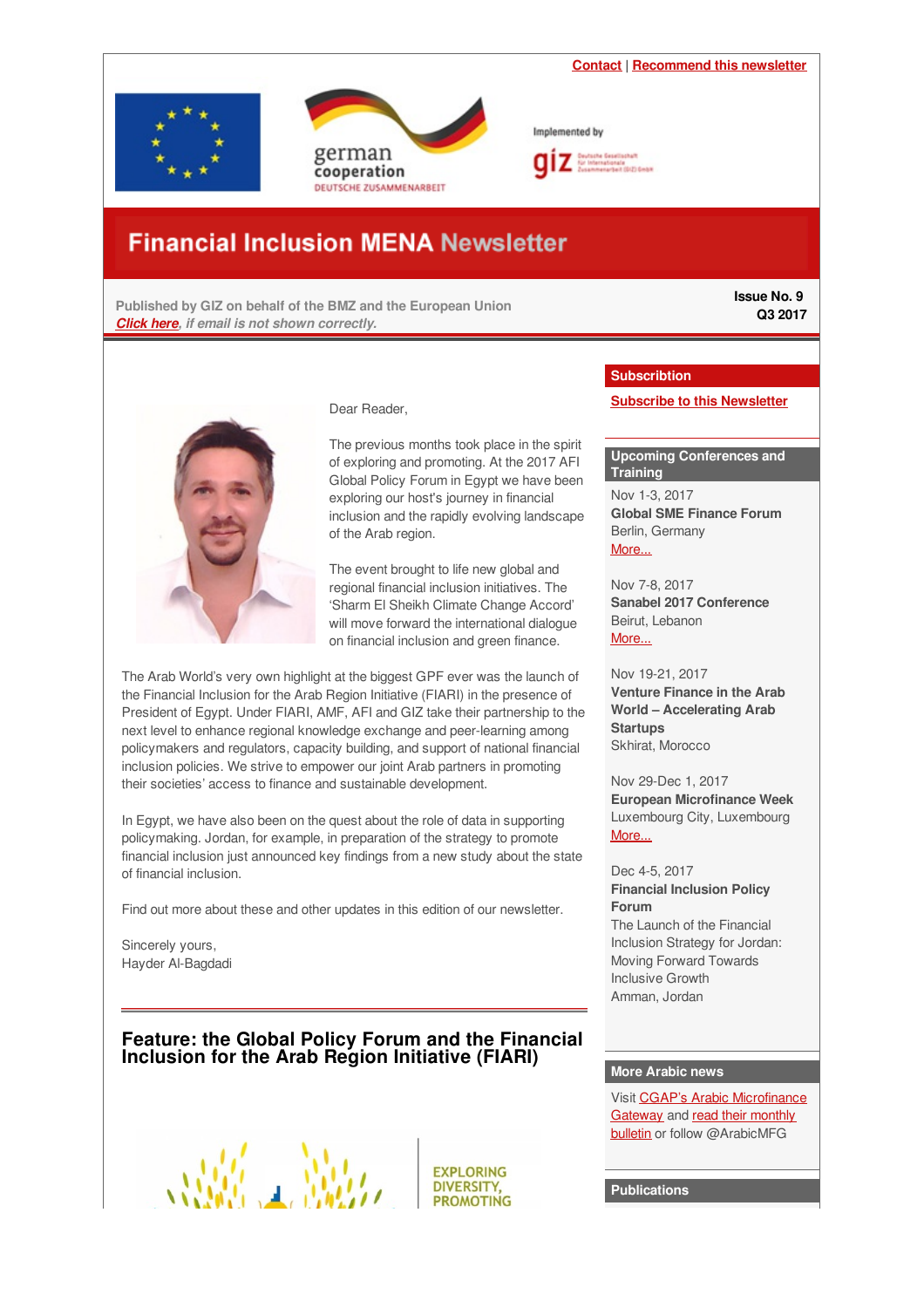Contact | Recommend this newsletter

# Financial Inclusion MENA Newsletter

Published by GIZ on behalf of the BMZ and the European Union
*Click here, if email is not shown correctly.*

**Issue No. 9**
**Q3 2017**

Dear Reader,

The previous months took place in the spirit of exploring and promoting. At the 2017 AFI Global Policy Forum in Egypt we have been exploring our host's journey in financial inclusion and the rapidly evolving landscape of the Arab region.

The event brought to life new global and regional financial inclusion initiatives. The 'Sharm El Sheikh Climate Change Accord' will move forward the international dialogue on financial inclusion and green finance.

The Arab World's very own highlight at the biggest GPF ever was the launch of the Financial Inclusion for the Arab Region Initiative (FIARI) in the presence of President of Egypt. Under FIARI, AMF, AFI and GIZ take their partnership to the next level to enhance regional knowledge exchange and peer-learning among policymakers and regulators, capacity building, and support of national financial inclusion policies. We strive to empower our joint Arab partners in promoting their societies' access to finance and sustainable development.

In Egypt, we have also been on the quest about the role of data in supporting policymaking. Jordan, for example, in preparation of the strategy to promote financial inclusion just announced key findings from a new study about the state of financial inclusion.

Find out more about these and other updates in this edition of our newsletter.

Sincerely yours,
Hayder Al-Bagdadi

## Feature: the Global Policy Forum and the Financial Inclusion for the Arab Region Initiative (FIARI)

EXPLORING DIVERSITY, PROMOTING

### Subscribtion

Subscribe to this Newsletter

### Upcoming Conferences and Training

Nov 1-3, 2017
**Global SME Finance Forum**
Berlin, Germany
More...

Nov 7-8, 2017
**Sanabel 2017 Conference**
Beirut, Lebanon
More...

Nov 19-21, 2017
**Venture Finance in the Arab World – Accelerating Arab Startups**
Skhirat, Morocco

Nov 29-Dec 1, 2017
**European Microfinance Week**
Luxembourg City, Luxembourg
More...

Dec 4-5, 2017
**Financial Inclusion Policy Forum**
The Launch of the Financial Inclusion Strategy for Jordan: Moving Forward Towards Inclusive Growth
Amman, Jordan

### More Arabic news

Visit CGAP's Arabic Microfinance Gateway and read their monthly bulletin or follow @ArabicMFG

### Publications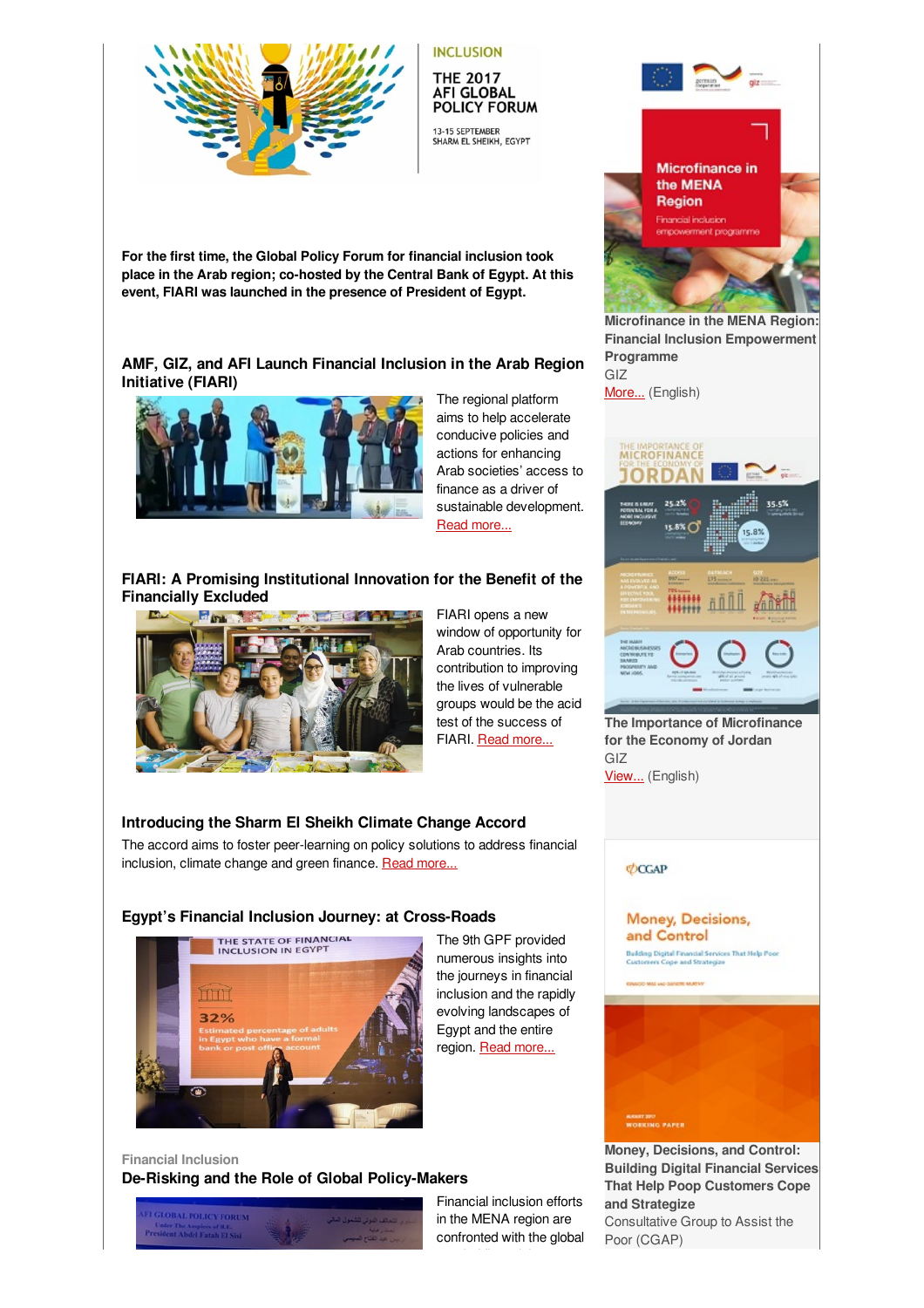INCLUSION

THE 2017 AFI GLOBAL POLICY FORUM

13-15 SEPTEMBER
SHARM EL SHEIKH, EGYPT

**For the first time, the Global Policy Forum for financial inclusion took place in the Arab region; co-hosted by the Central Bank of Egypt. At this event, FIARI was launched in the presence of President of Egypt.**

### AMF, GIZ, and AFI Launch Financial Inclusion in the Arab Region Initiative (FIARI)

The regional platform aims to help accelerate conducive policies and actions for enhancing Arab societies' access to finance as a driver of sustainable development. Read more...

### FIARI: A Promising Institutional Innovation for the Benefit of the Financially Excluded

FIARI opens a new window of opportunity for Arab countries. Its contribution to improving the lives of vulnerable groups would be the acid test of the success of FIARI. Read more...

### Introducing the Sharm El Sheikh Climate Change Accord

The accord aims to foster peer-learning on policy solutions to address financial inclusion, climate change and green finance. Read more...

### Egypt's Financial Inclusion Journey: at Cross-Roads

The 9th GPF provided numerous insights into the journeys in financial inclusion and the rapidly evolving landscapes of Egypt and the entire region. Read more...

Financial Inclusion

### De-Risking and the Role of Global Policy-Makers

Financial inclusion efforts in the MENA region are confronted with the global

---

**Microfinance in the MENA Region: Financial Inclusion Empowerment Programme**
GIZ
More... (English)

**The Importance of Microfinance for the Economy of Jordan**
GIZ
View... (English)

**Money, Decisions, and Control: Building Digital Financial Services That Help Poop Customers Cope and Strategize**
Consultative Group to Assist the Poor (CGAP)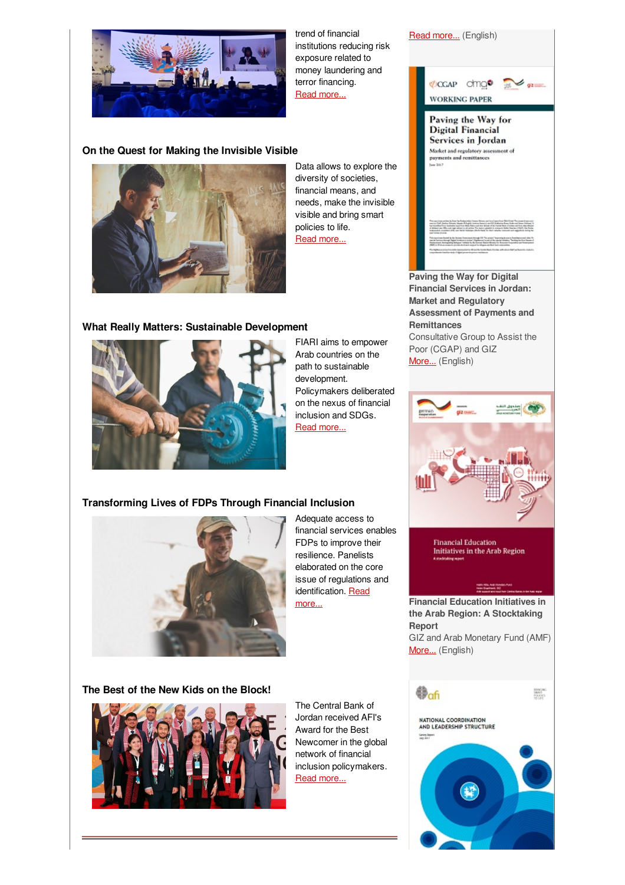trend of financial institutions reducing risk exposure related to money laundering and terror financing.
Read more...

### On the Quest for Making the Invisible Visible

Data allows to explore the diversity of societies, financial means, and needs, make the invisible visible and bring smart policies to life.
Read more...

### What Really Matters: Sustainable Development

FIARI aims to empower Arab countries on the path to sustainable development. Policymakers deliberated on the nexus of financial inclusion and SDGs.
Read more...

### Transforming Lives of FDPs Through Financial Inclusion

Adequate access to financial services enables FDPs to improve their resilience. Panelists elaborated on the core issue of regulations and identification. Read more...

### The Best of the New Kids on the Block!

The Central Bank of Jordan received AFI's Award for the Best Newcomer in the global network of financial inclusion policymakers.
Read more...

---

Read more... (English)

**Paving the Way for Digital Financial Services in Jordan: Market and Regulatory Assessment of Payments and Remittances**
Consultative Group to Assist the Poor (CGAP) and GIZ
More... (English)

**Financial Education Initiatives in the Arab Region: A Stocktaking Report**
GIZ and Arab Monetary Fund (AMF)
More... (English)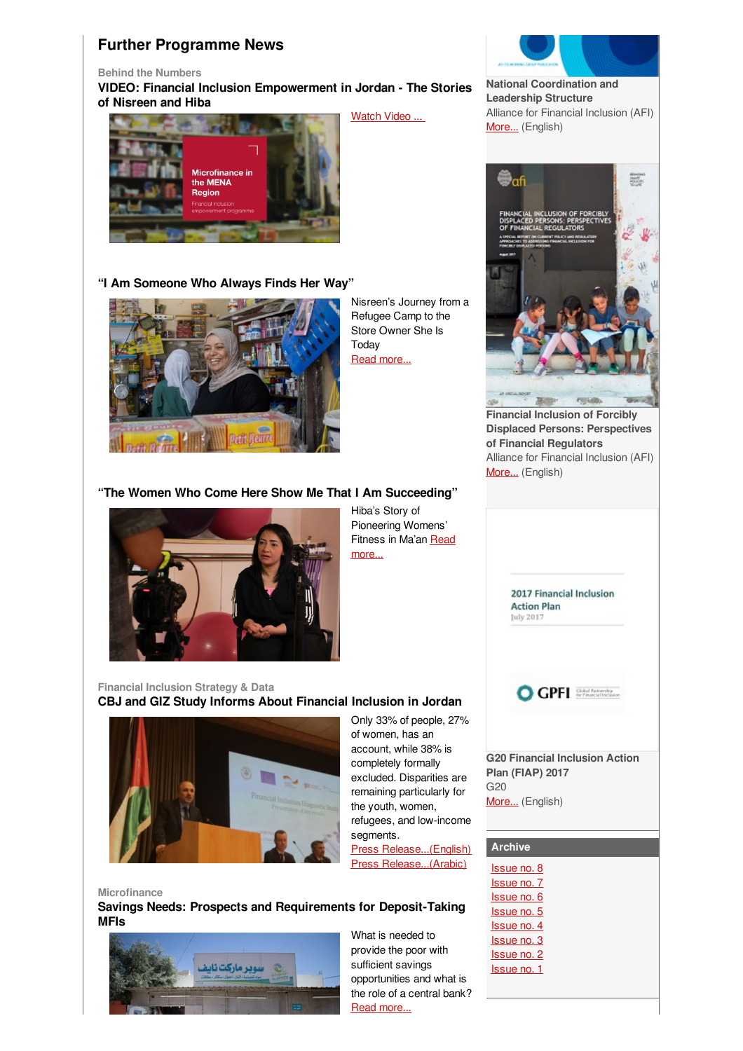## Further Programme News

Behind the Numbers

### VIDEO: Financial Inclusion Empowerment in Jordan - The Stories of Nisreen and Hiba

Watch Video ...

### "I Am Someone Who Always Finds Her Way"

Nisreen's Journey from a Refugee Camp to the Store Owner She Is Today
Read more...

### "The Women Who Come Here Show Me That I Am Succeeding"

Hiba's Story of Pioneering Womens' Fitness in Ma'an Read more...

Financial Inclusion Strategy & Data

### CBJ and GIZ Study Informs About Financial Inclusion in Jordan

Only 33% of people, 27% of women, has an account, while 38% is completely formally excluded. Disparities are remaining particularly for the youth, women, refugees, and low-income segments.
Press Release...(English)
Press Release...(Arabic)

Microfinance

### Savings Needs: Prospects and Requirements for Deposit-Taking MFIs

What is needed to provide the poor with sufficient savings opportunities and what is the role of a central bank?
Read more...

**National Coordination and Leadership Structure**
Alliance for Financial Inclusion (AFI)
More... (English)

**Financial Inclusion of Forcibly Displaced Persons: Perspectives of Financial Regulators**
Alliance for Financial Inclusion (AFI)
More... (English)

**G20 Financial Inclusion Action Plan (FIAP) 2017**
G20
More... (English)

### Archive

- Issue no. 8
- Issue no. 7
- Issue no. 6
- Issue no. 5
- Issue no. 4
- Issue no. 3
- Issue no. 2
- Issue no. 1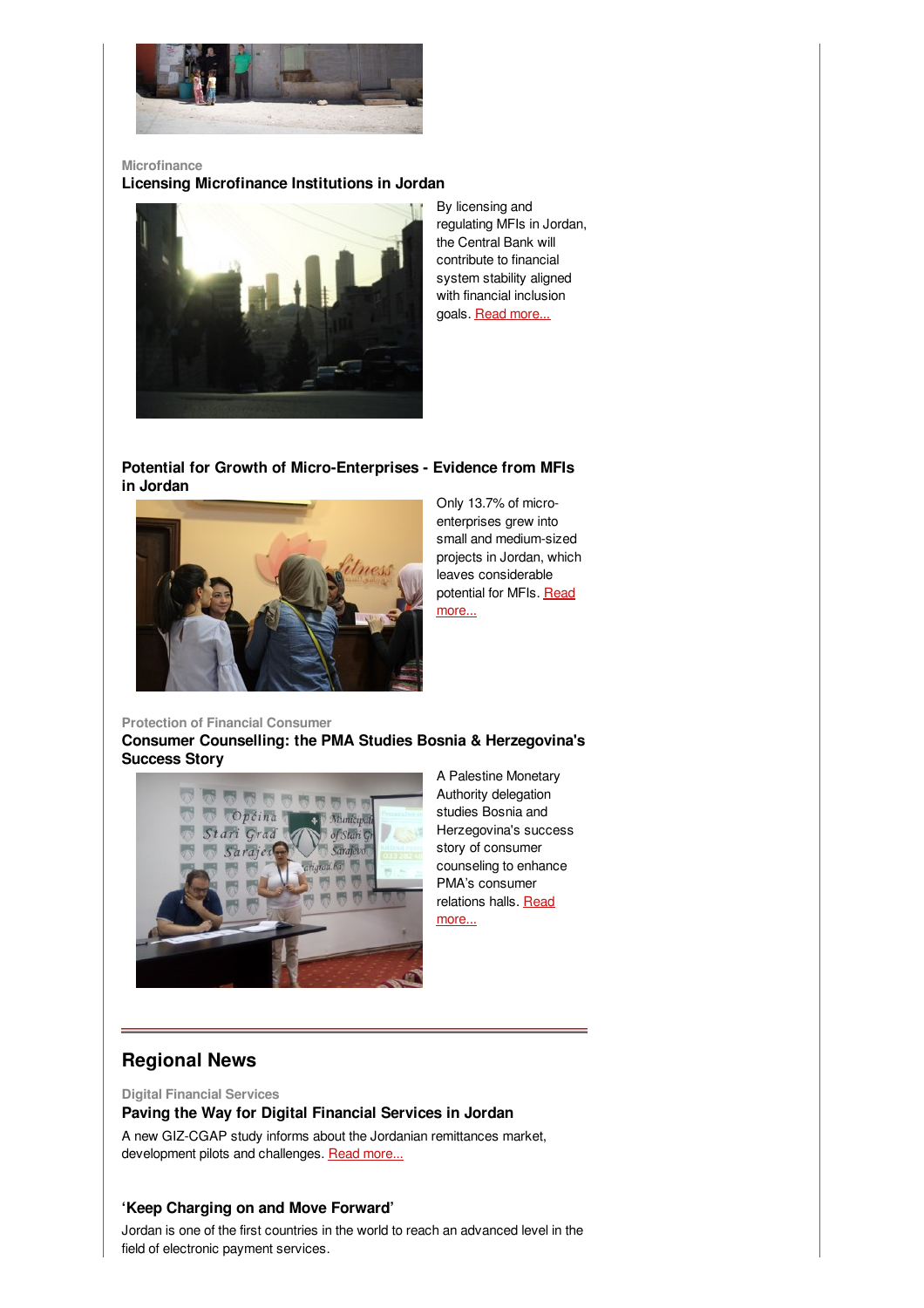Microfinance

**Licensing Microfinance Institutions in Jordan**

By licensing and regulating MFIs in Jordan, the Central Bank will contribute to financial system stability aligned with financial inclusion goals. Read more...

**Potential for Growth of Micro-Enterprises - Evidence from MFIs in Jordan**

Only 13.7% of micro-enterprises grew into small and medium-sized projects in Jordan, which leaves considerable potential for MFIs. Read more...

Protection of Financial Consumer

**Consumer Counselling: the PMA Studies Bosnia & Herzegovina's Success Story**

A Palestine Monetary Authority delegation studies Bosnia and Herzegovina's success story of consumer counseling to enhance PMA's consumer relations halls. Read more...

## Regional News

Digital Financial Services

**Paving the Way for Digital Financial Services in Jordan**

A new GIZ-CGAP study informs about the Jordanian remittances market, development pilots and challenges. Read more...

**'Keep Charging on and Move Forward'**

Jordan is one of the first countries in the world to reach an advanced level in the field of electronic payment services.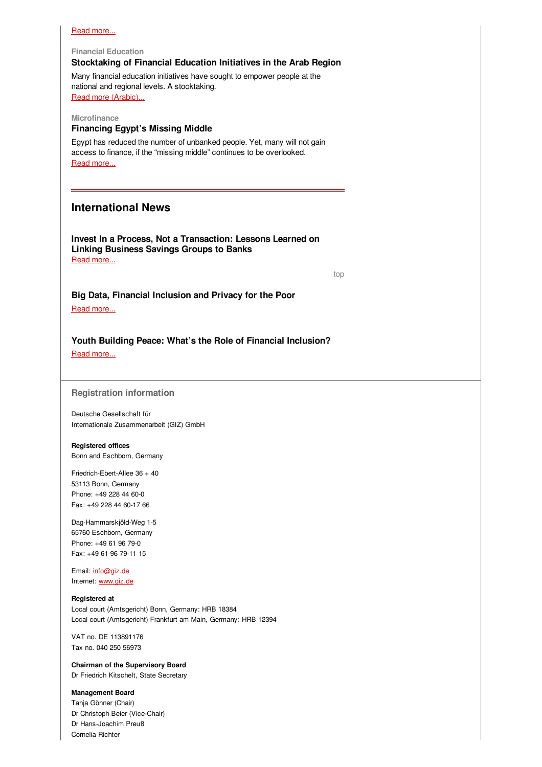Read more...

Financial Education

### Stocktaking of Financial Education Initiatives in the Arab Region

Many financial education initiatives have sought to empower people at the national and regional levels. A stocktaking.

Read more (Arabic)...

Microfinance

### Financing Egypt's Missing Middle

Egypt has reduced the number of unbanked people. Yet, many will not gain access to finance, if the "missing middle" continues to be overlooked.

Read more...

---

## International News

### Invest In a Process, Not a Transaction: Lessons Learned on Linking Business Savings Groups to Banks

Read more...

top

### Big Data, Financial Inclusion and Privacy for the Poor

Read more...

### Youth Building Peace: What's the Role of Financial Inclusion?

Read more...

---

## Registration information

Deutsche Gesellschaft für Internationale Zusammenarbeit (GIZ) GmbH

**Registered offices**
Bonn and Eschborn, Germany

Friedrich-Ebert-Allee 36 + 40
53113 Bonn, Germany
Phone: +49 228 44 60-0
Fax: +49 228 44 60-17 66

Dag-Hammarskjöld-Weg 1-5
65760 Eschborn, Germany
Phone: +49 61 96 79-0
Fax: +49 61 96 79-11 15

Email: info@giz.de
Internet: www.giz.de

**Registered at**
Local court (Amtsgericht) Bonn, Germany: HRB 18384
Local court (Amtsgericht) Frankfurt am Main, Germany: HRB 12394

VAT no. DE 113891176
Tax no. 040 250 56973

**Chairman of the Supervisory Board**
Dr Friedrich Kitschelt, State Secretary

**Management Board**
Tanja Gönner (Chair)
Dr Christoph Beier (Vice-Chair)
Dr Hans-Joachim Preuß
Cornelia Richter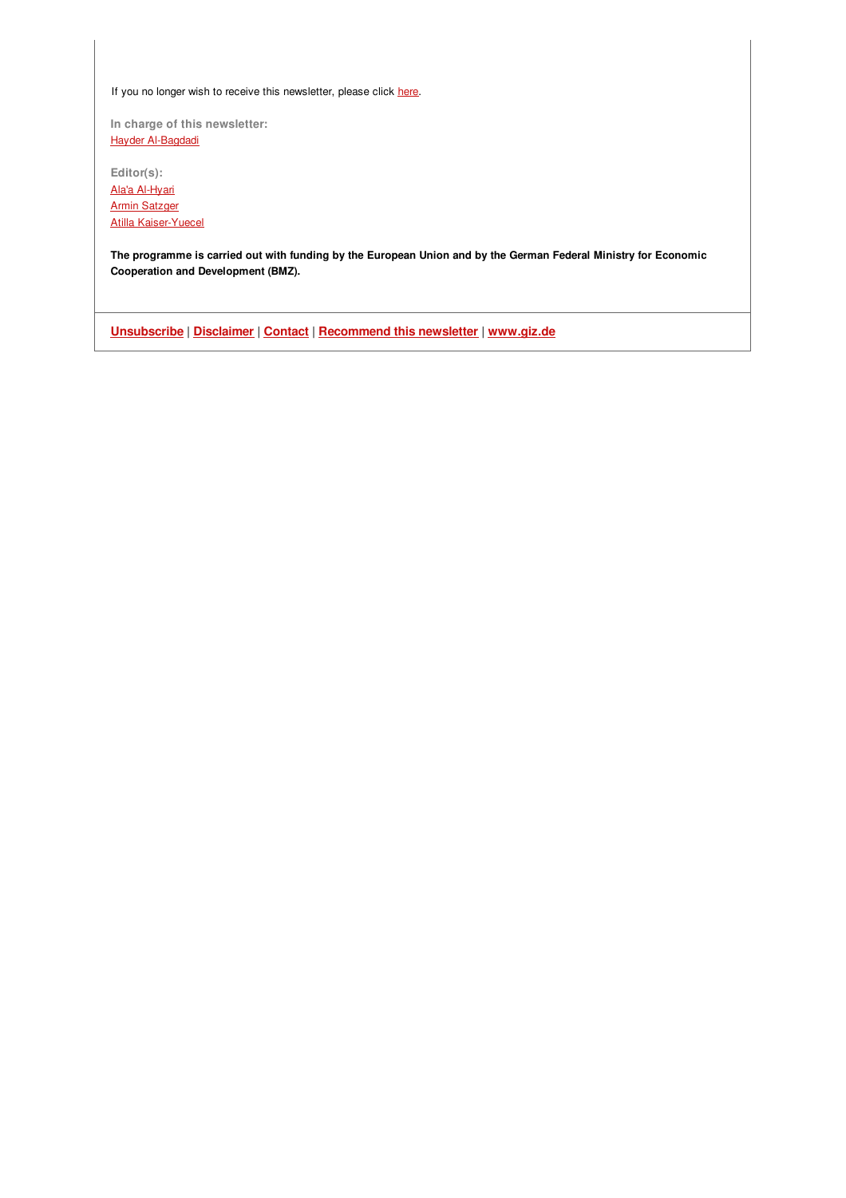If you no longer wish to receive this newsletter, please click here.

**In charge of this newsletter:**
Hayder Al-Bagdadi

**Editor(s):**
Ala'a Al-Hyari
Armin Satzger
Atilla Kaiser-Yuecel

**The programme is carried out with funding by the European Union and by the German Federal Ministry for Economic Cooperation and Development (BMZ).**

**Unsubscribe** | **Disclaimer** | **Contact** | **Recommend this newsletter** | **www.giz.de**